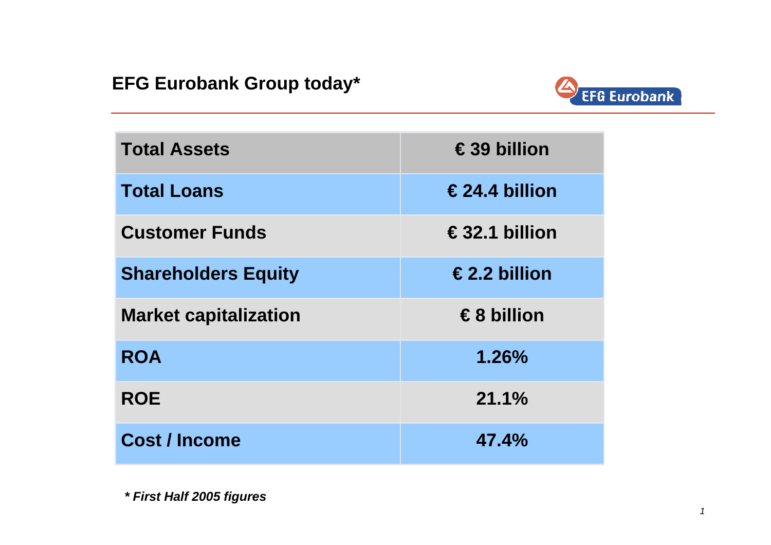# EFG Eurobank Group today*

| Total Assets | € 39 billion |
| --- | --- |
| Total Loans | € 24.4 billion |
| Customer Funds | € 32.1 billion |
| Shareholders Equity | € 2.2 billion |
| Market capitalization | € 8 billion |
| ROA | 1.26% |
| ROE | 21.1% |
| Cost / Income | 47.4% |

***First Half 2005 figures**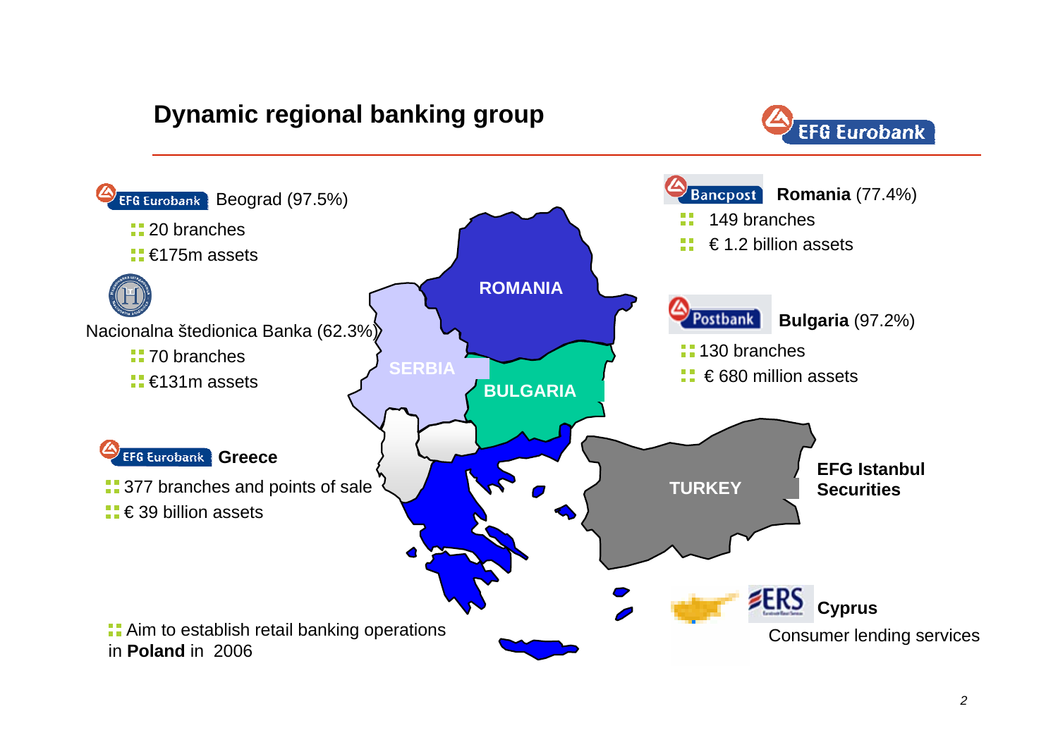# Dynamic regional banking group

EFG Eurobank Beograd (97.5%)

- 20 branches
- €175m assets

Nacionalna štedionica Banka (62.3%)

- 70 branches
- €131m assets

EFG Eurobank **Greece**

- 377 branches and points of sale
- € 39 billion assets

- Aim to establish retail banking operations in **Poland** in 2006

Bancpost **Romania** (77.4%)

- 149 branches
- € 1.2 billion assets

Postbank **Bulgaria** (97.2%)

- 130 branches
- € 680 million assets

**EFG Istanbul Securities**

ERS **Cyprus**

Consumer lending services

ROMANIA

SERBIA

BULGARIA

TURKEY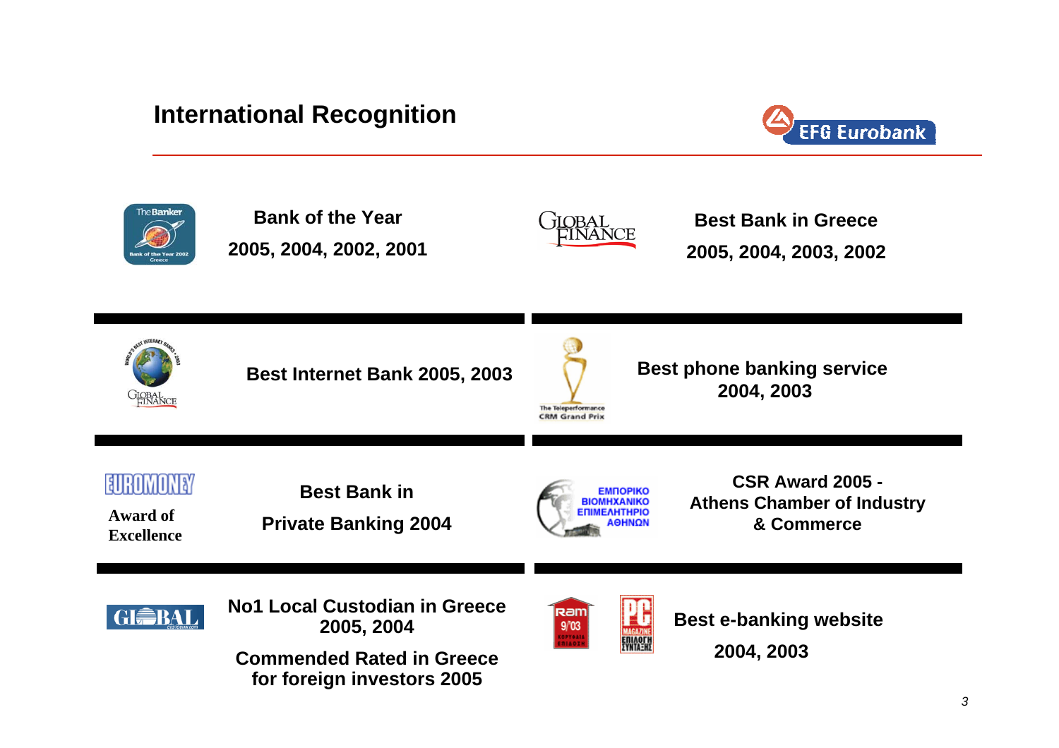# International Recognition

**Bank of the Year**
**2005, 2004, 2002, 2001**

**Best Bank in Greece**
**2005, 2004, 2003, 2002**

**Best Internet Bank 2005, 2003**

**Best phone banking service**
**2004, 2003**

EUROMONEY
Award of Excellence

**Best Bank in**
**Private Banking 2004**

**CSR Award 2005 -**
**Athens Chamber of Industry & Commerce**

**No1 Local Custodian in Greece**
**2005, 2004**

**Commended Rated in Greece**
**for foreign investors 2005**

**Best e-banking website**
**2004, 2003**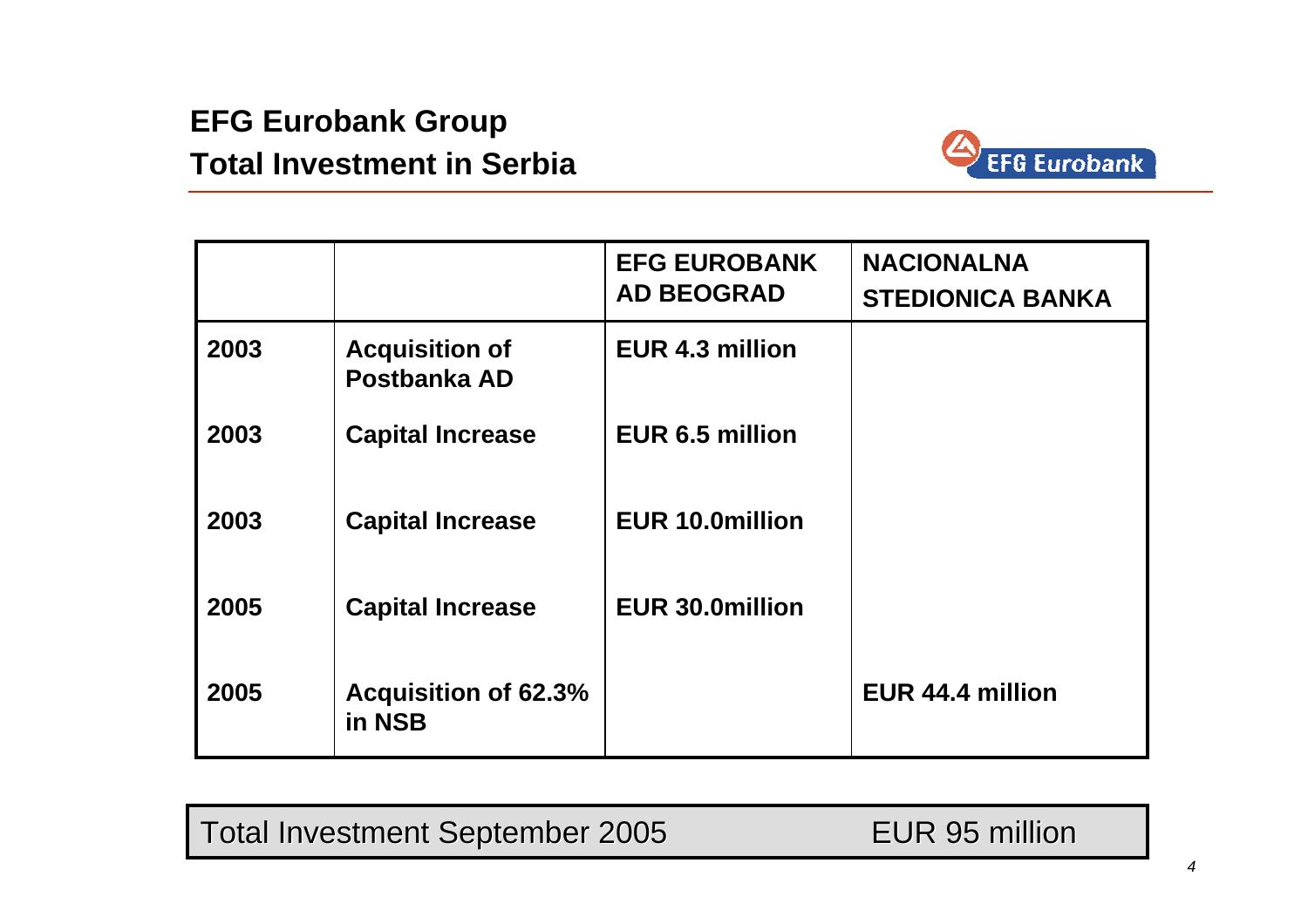# EFG Eurobank Group

## Total Investment in Serbia

| | | EFG EUROBANK AD BEOGRAD | NACIONALNA STEDIONICA BANKA |
|---|---|---|---|
| 2003 | Acquisition of Postbanka AD | EUR 4.3 million | |
| 2003 | Capital Increase | EUR 6.5 million | |
| 2003 | Capital Increase | EUR 10.0million | |
| 2005 | Capital Increase | EUR 30.0million | |
| 2005 | Acquisition of 62.3% in NSB | | EUR 44.4 million |

| Total Investment September 2005 | EUR 95 million |
|---|---|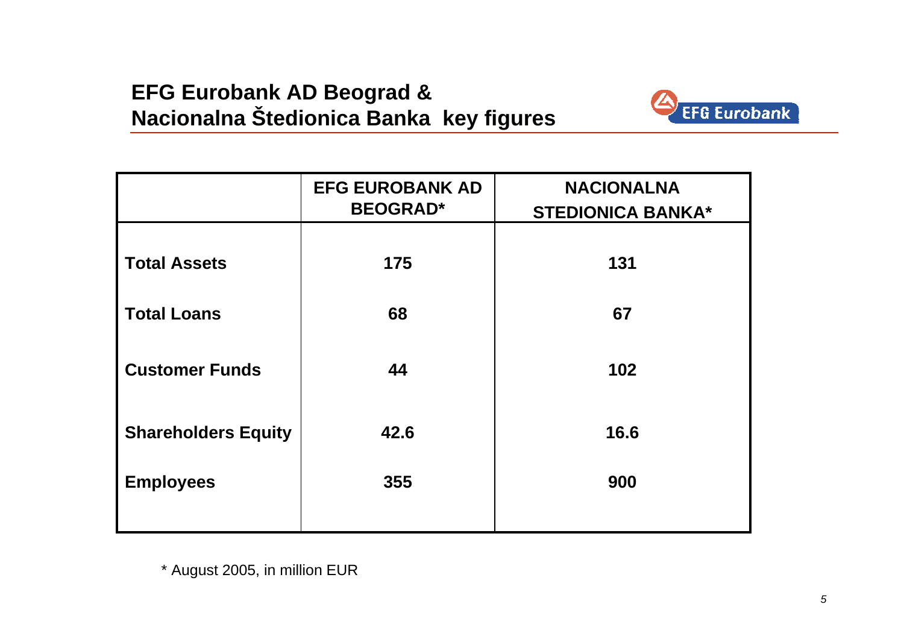# EFG Eurobank AD Beograd & Nacionalna Štedionica Banka key figures

| | EFG EUROBANK AD BEOGRAD* | NACIONALNA STEDIONICA BANKA* |
|---|---|---|
| **Total Assets** | **175** | **131** |
| **Total Loans** | **68** | **67** |
| **Customer Funds** | **44** | **102** |
| **Shareholders Equity** | **42.6** | **16.6** |
| **Employees** | **355** | **900** |

* August 2005, in million EUR